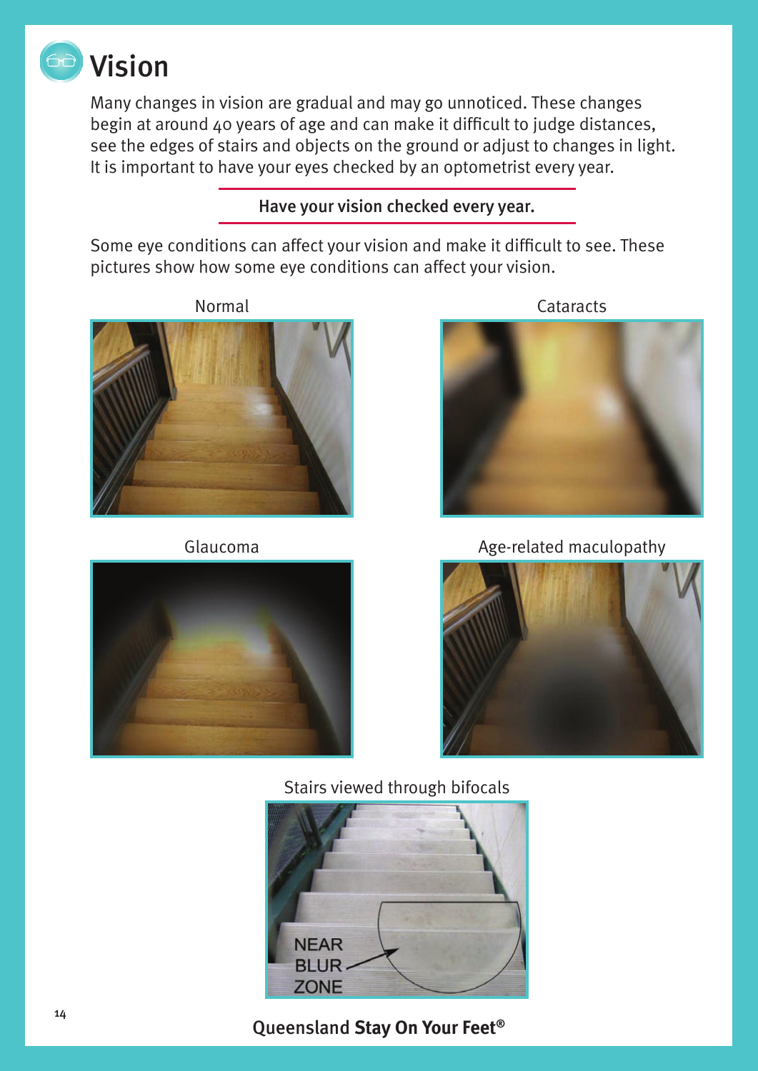# Vision

Many changes in vision are gradual and may go unnoticed. These changes begin at around 40 years of age and can make it difficult to judge distances, see the edges of stairs and objects on the ground or adjust to changes in light. It is important to have your eyes checked by an optometrist every year.

**Have your vision checked every year.**

Some eye conditions can affect your vision and make it difficult to see. These pictures show how some eye conditions can affect your vision.

Normal

Cataracts

Glaucoma

Age-related maculopathy

Stairs viewed through bifocals

NEAR BLUR ZONE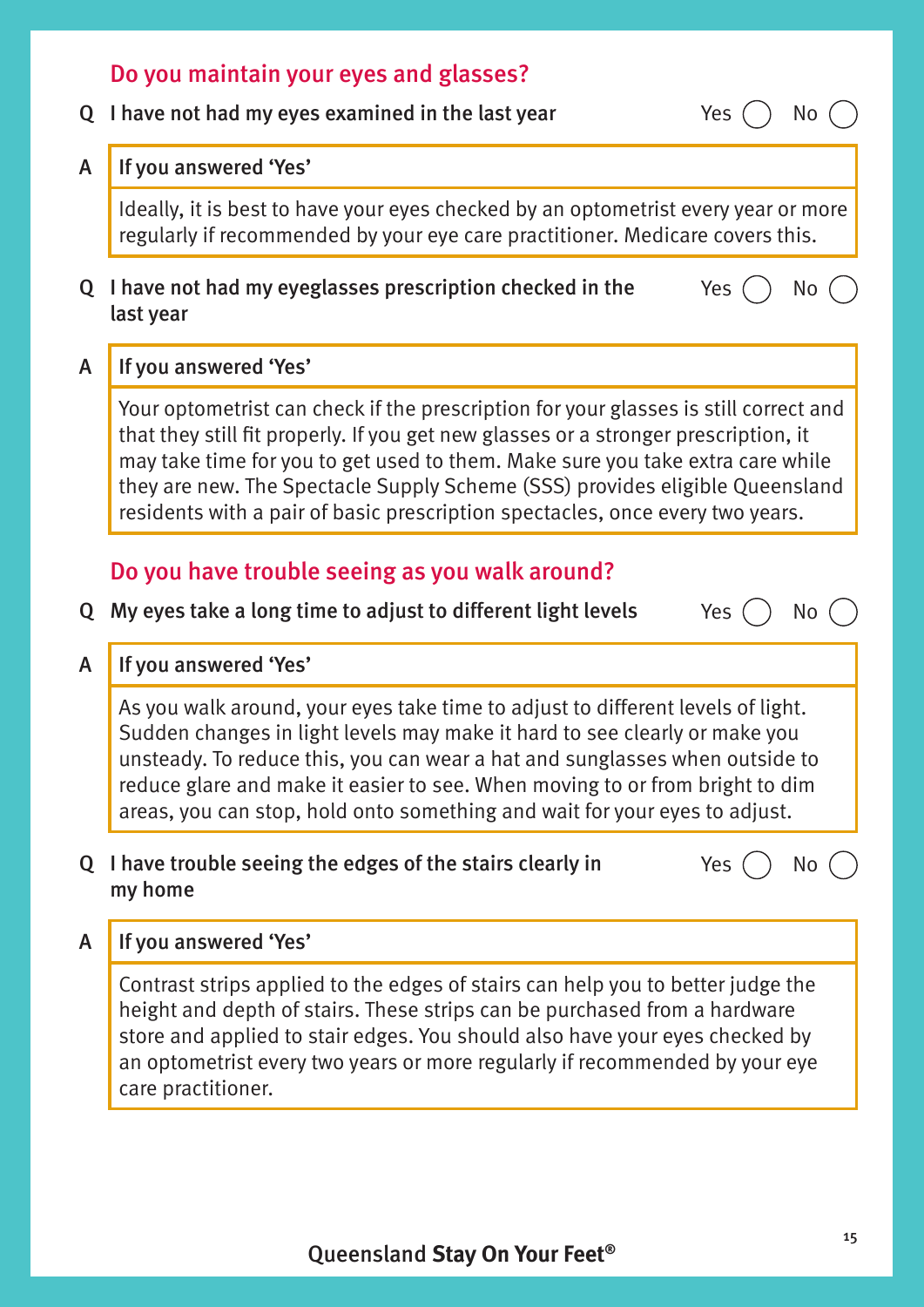## Do you maintain your eyes and glasses?

**Q** **I have not had my eyes examined in the last year** Yes ◯ No ◯

**A** **If you answered 'Yes'**

Ideally, it is best to have your eyes checked by an optometrist every year or more regularly if recommended by your eye care practitioner. Medicare covers this.

**Q** **I have not had my eyeglasses prescription checked in the last year** Yes ◯ No ◯

**A** **If you answered 'Yes'**

Your optometrist can check if the prescription for your glasses is still correct and that they still fit properly. If you get new glasses or a stronger prescription, it may take time for you to get used to them. Make sure you take extra care while they are new. The Spectacle Supply Scheme (SSS) provides eligible Queensland residents with a pair of basic prescription spectacles, once every two years.

## Do you have trouble seeing as you walk around?

**Q** **My eyes take a long time to adjust to different light levels** Yes ◯ No ◯

**A** **If you answered 'Yes'**

As you walk around, your eyes take time to adjust to different levels of light. Sudden changes in light levels may make it hard to see clearly or make you unsteady. To reduce this, you can wear a hat and sunglasses when outside to reduce glare and make it easier to see. When moving to or from bright to dim areas, you can stop, hold onto something and wait for your eyes to adjust.

**Q** **I have trouble seeing the edges of the stairs clearly in my home** Yes ◯ No ◯

**A** **If you answered 'Yes'**

Contrast strips applied to the edges of stairs can help you to better judge the height and depth of stairs. These strips can be purchased from a hardware store and applied to stair edges. You should also have your eyes checked by an optometrist every two years or more regularly if recommended by your eye care practitioner.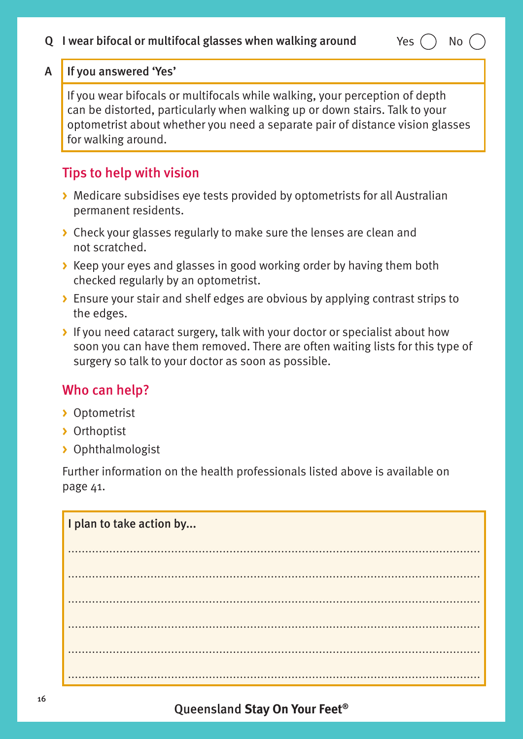**Q** **I wear bifocal or multifocal glasses when walking around** Yes ◯ No ◯

**A** **If you answered 'Yes'**

If you wear bifocals or multifocals while walking, your perception of depth can be distorted, particularly when walking up or down stairs. Talk to your optometrist about whether you need a separate pair of distance vision glasses for walking around.

## Tips to help with vision

- Medicare subsidises eye tests provided by optometrists for all Australian permanent residents.
- Check your glasses regularly to make sure the lenses are clean and not scratched.
- Keep your eyes and glasses in good working order by having them both checked regularly by an optometrist.
- Ensure your stair and shelf edges are obvious by applying contrast strips to the edges.
- If you need cataract surgery, talk with your doctor or specialist about how soon you can have them removed. There are often waiting lists for this type of surgery so talk to your doctor as soon as possible.

## Who can help?

- Optometrist
- Orthoptist
- Ophthalmologist

Further information on the health professionals listed above is available on page 41.

**I plan to take action by...**

..........................................................................................................

..........................................................................................................

..........................................................................................................

..........................................................................................................

..........................................................................................................

..........................................................................................................